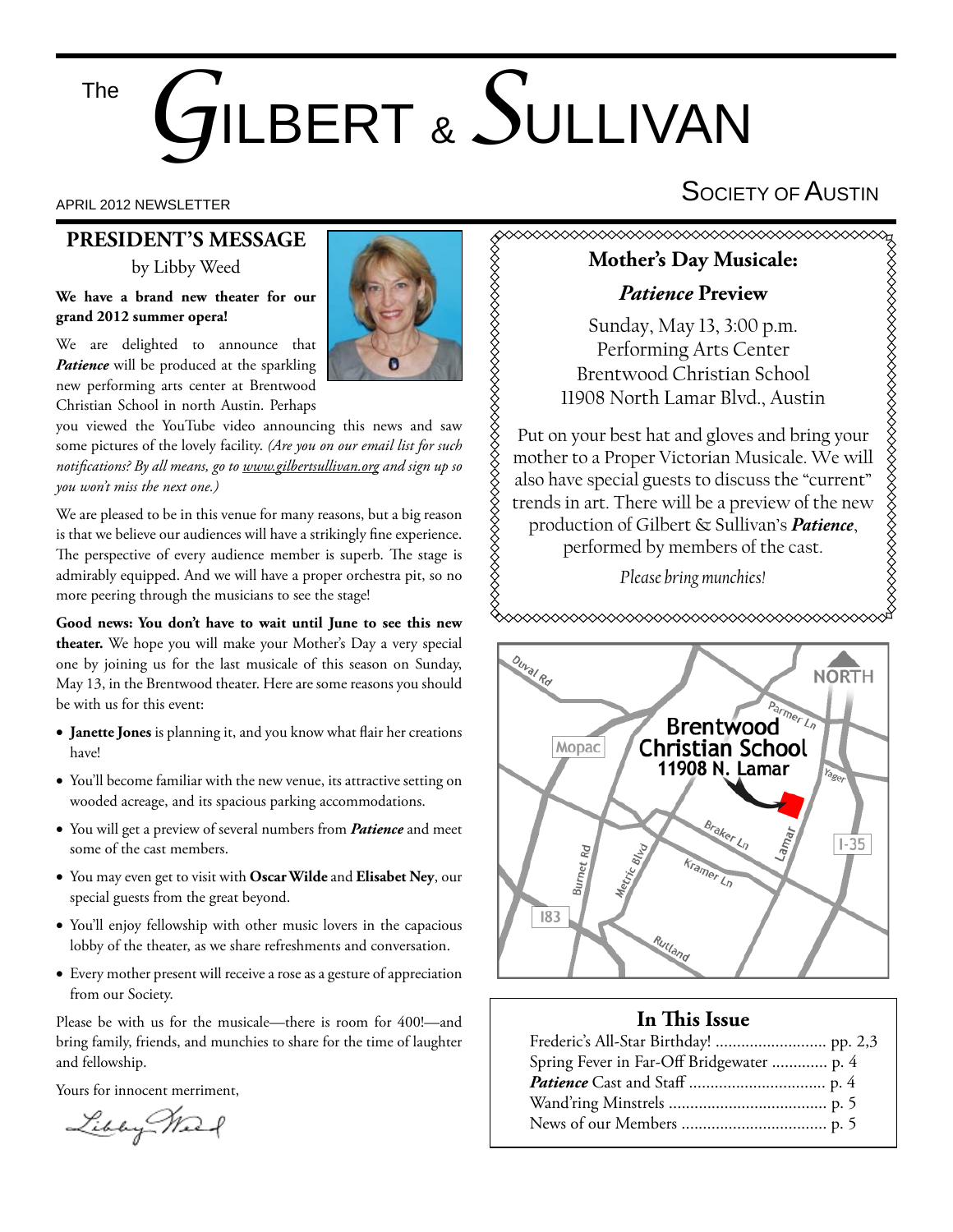# The GILBERT & SULLIVAN SOCIETY OF AUSTIN

APRIL 2012 NEWSLETTER

## PRESIDENT'S MESSAGE

by Libby Weed

**We have a brand new theater for our grand 2012 summer opera!**

We are delighted to announce that ***Patience*** will be produced at the sparkling new performing arts center at Brentwood Christian School in north Austin. Perhaps you viewed the YouTube video announcing this news and saw some pictures of the lovely facility. *(Are you on our email list for such notifications? By all means, go to www.gilbertsullivan.org and sign up so you won't miss the next one.)*

We are pleased to be in this venue for many reasons, but a big reason is that we believe our audiences will have a strikingly fine experience. The perspective of every audience member is superb. The stage is admirably equipped. And we will have a proper orchestra pit, so no more peering through the musicians to see the stage!

**Good news: You don't have to wait until June to see this new theater.** We hope you will make your Mother's Day a very special one by joining us for the last musicale of this season on Sunday, May 13, in the Brentwood theater. Here are some reasons you should be with us for this event:

- **Janette Jones** is planning it, and you know what flair her creations have!
- You'll become familiar with the new venue, its attractive setting on wooded acreage, and its spacious parking accommodations.
- You will get a preview of several numbers from ***Patience*** and meet some of the cast members.
- You may even get to visit with **Oscar Wilde** and **Elisabet Ney**, our special guests from the great beyond.
- You'll enjoy fellowship with other music lovers in the capacious lobby of the theater, as we share refreshments and conversation.
- Every mother present will receive a rose as a gesture of appreciation from our Society.

Please be with us for the musicale—there is room for 400!—and bring family, friends, and munchies to share for the time of laughter and fellowship.

Yours for innocent merriment,

Libby Weed

---

## Mother's Day Musicale:

### *Patience* Preview

Sunday, May 13, 3:00 p.m.
Performing Arts Center
Brentwood Christian School
11908 North Lamar Blvd., Austin

Put on your best hat and gloves and bring your mother to a Proper Victorian Musicale. We will also have special guests to discuss the "current" trends in art. There will be a preview of the new production of Gilbert & Sullivan's ***Patience***, performed by members of the cast.

*Please bring munchies!*

---

**Brentwood Christian School**
**11908 N. Lamar**

Duval Rd, Parmer Ln, Mopac, Yager, Braker Ln, Lamar, I-35, Burnet Rd, Metric Blvd, Kramer Ln, 183, Rutland — NORTH

---

## In This Issue

Frederic's All-Star Birthday! .......................... pp. 2,3
Spring Fever in Far-Off Bridgewater ............. p. 4
***Patience*** Cast and Staff ................................ p. 4
Wand'ring Minstrels ..................................... p. 5
News of our Members .................................. p. 5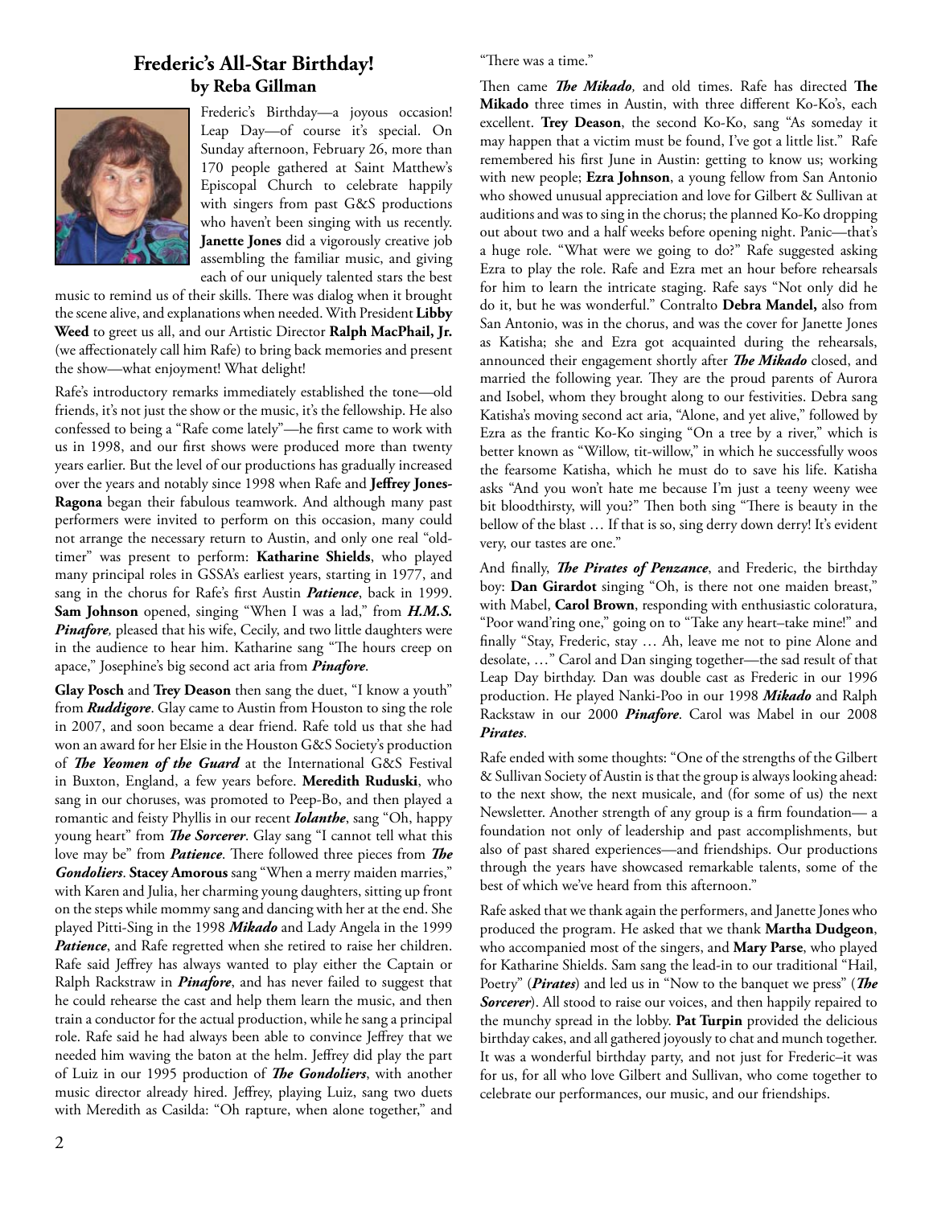## Frederic's All-Star Birthday!
### by Reba Gillman

Frederic's Birthday—a joyous occasion! Leap Day—of course it's special. On Sunday afternoon, February 26, more than 170 people gathered at Saint Matthew's Episcopal Church to celebrate happily with singers from past G&S productions who haven't been singing with us recently. **Janette Jones** did a vigorously creative job assembling the familiar music, and giving each of our uniquely talented stars the best music to remind us of their skills. There was dialog when it brought the scene alive, and explanations when needed. With President **Libby Weed** to greet us all, and our Artistic Director **Ralph MacPhail, Jr.** (we affectionately call him Rafe) to bring back memories and present the show—what enjoyment! What delight!

Rafe's introductory remarks immediately established the tone—old friends, it's not just the show or the music, it's the fellowship. He also confessed to being a "Rafe come lately"—he first came to work with us in 1998, and our first shows were produced more than twenty years earlier. But the level of our productions has gradually increased over the years and notably since 1998 when Rafe and **Jeffrey Jones-Ragona** began their fabulous teamwork. And although many past performers were invited to perform on this occasion, many could not arrange the necessary return to Austin, and only one real "old-timer" was present to perform: **Katharine Shields**, who played many principal roles in GSSA's earliest years, starting in 1977, and sang in the chorus for Rafe's first Austin ***Patience***, back in 1999. **Sam Johnson** opened, singing "When I was a lad," from ***H.M.S. Pinafore***, pleased that his wife, Cecily, and two little daughters were in the audience to hear him. Katharine sang "The hours creep on apace," Josephine's big second act aria from ***Pinafore***.

**Glay Posch** and **Trey Deason** then sang the duet, "I know a youth" from ***Ruddigore***. Glay came to Austin from Houston to sing the role in 2007, and soon became a dear friend. Rafe told us that she had won an award for her Elsie in the Houston G&S Society's production of ***The Yeomen of the Guard*** at the International G&S Festival in Buxton, England, a few years before. **Meredith Ruduski**, who sang in our choruses, was promoted to Peep-Bo, and then played a romantic and feisty Phyllis in our recent ***Iolanthe***, sang "Oh, happy young heart" from ***The Sorcerer***. Glay sang "I cannot tell what this love may be" from ***Patience***. There followed three pieces from ***The Gondoliers***. **Stacey Amorous** sang "When a merry maiden marries," with Karen and Julia, her charming young daughters, sitting up front on the steps while mommy sang and dancing with her at the end. She played Pitti-Sing in the 1998 ***Mikado*** and Lady Angela in the 1999 ***Patience***, and Rafe regretted when she retired to raise her children. Rafe said Jeffrey has always wanted to play either the Captain or Ralph Rackstraw in ***Pinafore***, and has never failed to suggest that he could rehearse the cast and help them learn the music, and then train a conductor for the actual production, while he sang a principal role. Rafe said he had always been able to convince Jeffrey that we needed him waving the baton at the helm. Jeffrey did play the part of Luiz in our 1995 production of ***The Gondoliers***, with another music director already hired. Jeffrey, playing Luiz, sang two duets with Meredith as Casilda: "Oh rapture, when alone together," and "There was a time."

Then came ***The Mikado***, and old times. Rafe has directed **The Mikado** three times in Austin, with three different Ko-Ko's, each excellent. **Trey Deason**, the second Ko-Ko, sang "As someday it may happen that a victim must be found, I've got a little list." Rafe remembered his first June in Austin: getting to know us; working with new people; **Ezra Johnson**, a young fellow from San Antonio who showed unusual appreciation and love for Gilbert & Sullivan at auditions and was to sing in the chorus; the planned Ko-Ko dropping out about two and a half weeks before opening night. Panic—that's a huge role. "What were we going to do?" Rafe suggested asking Ezra to play the role. Rafe and Ezra met an hour before rehearsals for him to learn the intricate staging. Rafe says "Not only did he do it, but he was wonderful." Contralto **Debra Mandel,** also from San Antonio, was in the chorus, and was the cover for Janette Jones as Katisha; she and Ezra got acquainted during the rehearsals, announced their engagement shortly after ***The Mikado*** closed, and married the following year. They are the proud parents of Aurora and Isobel, whom they brought along to our festivities. Debra sang Katisha's moving second act aria, "Alone, and yet alive," followed by Ezra as the frantic Ko-Ko singing "On a tree by a river," which is better known as "Willow, tit-willow," in which he successfully woos the fearsome Katisha, which he must do to save his life. Katisha asks "And you won't hate me because I'm just a teeny weeny wee bit bloodthirsty, will you?" Then both sing "There is beauty in the bellow of the blast … If that is so, sing derry down derry! It's evident very, our tastes are one."

And finally, ***The Pirates of Penzance***, and Frederic, the birthday boy: **Dan Girardot** singing "Oh, is there not one maiden breast," with Mabel, **Carol Brown**, responding with enthusiastic coloratura, "Poor wand'ring one," going on to "Take any heart–take mine!" and finally "Stay, Frederic, stay … Ah, leave me not to pine Alone and desolate, …" Carol and Dan singing together—the sad result of that Leap Day birthday. Dan was double cast as Frederic in our 1996 production. He played Nanki-Poo in our 1998 ***Mikado*** and Ralph Rackstaw in our 2000 ***Pinafore***. Carol was Mabel in our 2008 ***Pirates***.

Rafe ended with some thoughts: "One of the strengths of the Gilbert & Sullivan Society of Austin is that the group is always looking ahead: to the next show, the next musicale, and (for some of us) the next Newsletter. Another strength of any group is a firm foundation— a foundation not only of leadership and past accomplishments, but also of past shared experiences—and friendships. Our productions through the years have showcased remarkable talents, some of the best of which we've heard from this afternoon."

Rafe asked that we thank again the performers, and Janette Jones who produced the program. He asked that we thank **Martha Dudgeon**, who accompanied most of the singers, and **Mary Parse**, who played for Katharine Shields. Sam sang the lead-in to our traditional "Hail, Poetry" (***Pirates***) and led us in "Now to the banquet we press" (***The Sorcerer***). All stood to raise our voices, and then happily repaired to the munchy spread in the lobby. **Pat Turpin** provided the delicious birthday cakes, and all gathered joyously to chat and munch together. It was a wonderful birthday party, and not just for Frederic–it was for us, for all who love Gilbert and Sullivan, who come together to celebrate our performances, our music, and our friendships.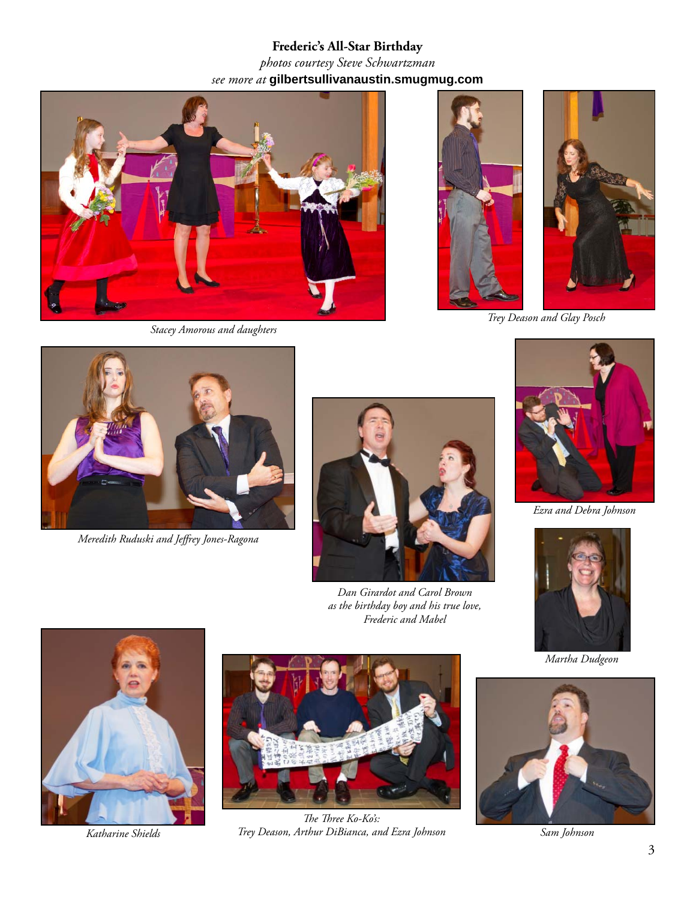**Frederic's All-Star Birthday**

*photos courtesy Steve Schwartzman*

*see more at* **gilbertsullivanaustin.smugmug.com**

*Stacey Amorous and daughters*

*Trey Deason and Glay Posch*

*Meredith Ruduski and Jeffrey Jones-Ragona*

*Dan Girardot and Carol Brown as the birthday boy and his true love, Frederic and Mabel*

*Ezra and Debra Johnson*

*Martha Dudgeon*

*Katharine Shields*

*The Three Ko-Ko's: Trey Deason, Arthur DiBianca, and Ezra Johnson*

*Sam Johnson*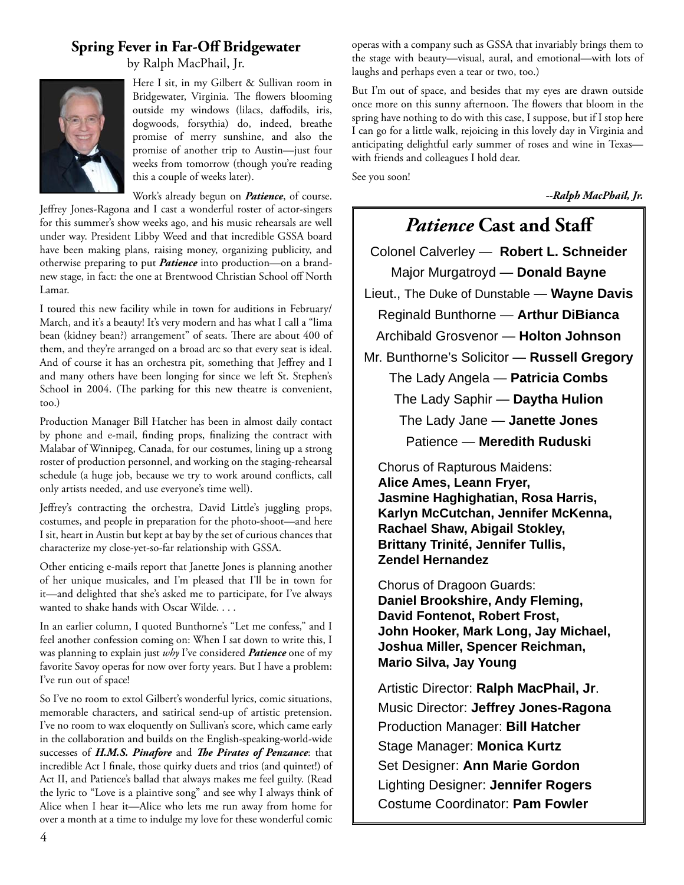## Spring Fever in Far-Off Bridgewater

by Ralph MacPhail, Jr.

Here I sit, in my Gilbert & Sullivan room in Bridgewater, Virginia. The flowers blooming outside my windows (lilacs, daffodils, iris, dogwoods, forsythia) do, indeed, breathe promise of merry sunshine, and also the promise of another trip to Austin—just four weeks from tomorrow (though you're reading this a couple of weeks later).

Work's already begun on ***Patience***, of course. Jeffrey Jones-Ragona and I cast a wonderful roster of actor-singers for this summer's show weeks ago, and his music rehearsals are well under way. President Libby Weed and that incredible GSSA board have been making plans, raising money, organizing publicity, and otherwise preparing to put ***Patience*** into production—on a brand-new stage, in fact: the one at Brentwood Christian School off North Lamar.

I toured this new facility while in town for auditions in February/March, and it's a beauty! It's very modern and has what I call a "lima bean (kidney bean?) arrangement" of seats. There are about 400 of them, and they're arranged on a broad arc so that every seat is ideal. And of course it has an orchestra pit, something that Jeffrey and I and many others have been longing for since we left St. Stephen's School in 2004. (The parking for this new theatre is convenient, too.)

Production Manager Bill Hatcher has been in almost daily contact by phone and e-mail, finding props, finalizing the contract with Malabar of Winnipeg, Canada, for our costumes, lining up a strong roster of production personnel, and working on the staging-rehearsal schedule (a huge job, because we try to work around conflicts, call only artists needed, and use everyone's time well).

Jeffrey's contracting the orchestra, David Little's juggling props, costumes, and people in preparation for the photo-shoot—and here I sit, heart in Austin but kept at bay by the set of curious chances that characterize my close-yet-so-far relationship with GSSA.

Other enticing e-mails report that Janette Jones is planning another of her unique musicales, and I'm pleased that I'll be in town for it—and delighted that she's asked me to participate, for I've always wanted to shake hands with Oscar Wilde. . . .

In an earlier column, I quoted Bunthorne's "Let me confess," and I feel another confession coming on: When I sat down to write this, I was planning to explain just *why* I've considered ***Patience*** one of my favorite Savoy operas for now over forty years. But I have a problem: I've run out of space!

So I've no room to extol Gilbert's wonderful lyrics, comic situations, memorable characters, and satirical send-up of artistic pretension. I've no room to wax eloquently on Sullivan's score, which came early in the collaboration and builds on the English-speaking-world-wide successes of ***H.M.S. Pinafore*** and ***The Pirates of Penzance***: that incredible Act I finale, those quirky duets and trios (and quintet!) of Act II, and Patience's ballad that always makes me feel guilty. (Read the lyric to "Love is a plaintive song" and see why I always think of Alice when I hear it—Alice who lets me run away from home for over a month at a time to indulge my love for these wonderful comic operas with a company such as GSSA that invariably brings them to the stage with beauty—visual, aural, and emotional—with lots of laughs and perhaps even a tear or two, too.)

But I'm out of space, and besides that my eyes are drawn outside once more on this sunny afternoon. The flowers that bloom in the spring have nothing to do with this case, I suppose, but if I stop here I can go for a little walk, rejoicing in this lovely day in Virginia and anticipating delightful early summer of roses and wine in Texas—with friends and colleagues I hold dear.

See you soon!

***--Ralph MacPhail, Jr.***

## *Patience* Cast and Staff

Colonel Calverley — **Robert L. Schneider**
Major Murgatroyd — **Donald Bayne**
Lieut., The Duke of Dunstable — **Wayne Davis**
Reginald Bunthorne — **Arthur DiBianca**
Archibald Grosvenor — **Holton Johnson**
Mr. Bunthorne's Solicitor — **Russell Gregory**
The Lady Angela — **Patricia Combs**
The Lady Saphir — **Daytha Hulion**
The Lady Jane — **Janette Jones**
Patience — **Meredith Ruduski**

Chorus of Rapturous Maidens:
**Alice Ames, Leann Fryer, Jasmine Haghighatian, Rosa Harris, Karlyn McCutchan, Jennifer McKenna, Rachael Shaw, Abigail Stokley, Brittany Trinité, Jennifer Tullis, Zendel Hernandez**

Chorus of Dragoon Guards:
**Daniel Brookshire, Andy Fleming, David Fontenot, Robert Frost, John Hooker, Mark Long, Jay Michael, Joshua Miller, Spencer Reichman, Mario Silva, Jay Young**

Artistic Director: **Ralph MacPhail, Jr**.
Music Director: **Jeffrey Jones-Ragona**
Production Manager: **Bill Hatcher**
Stage Manager: **Monica Kurtz**
Set Designer: **Ann Marie Gordon**
Lighting Designer: **Jennifer Rogers**
Costume Coordinator: **Pam Fowler**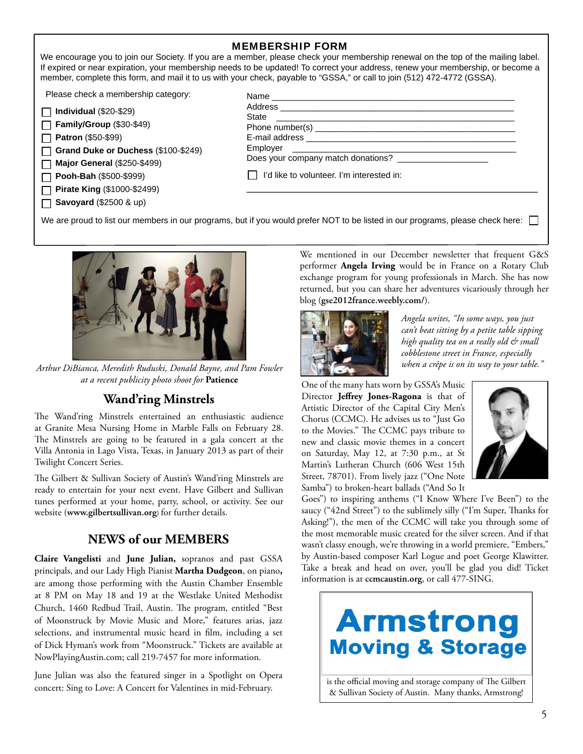## MEMBERSHIP FORM

We encourage you to join our Society. If you are a member, please check your membership renewal on the top of the mailing label. If expired or near expiration, your membership needs to be updated! To correct your address, renew your membership, or become a member, complete this form, and mail it to us with your check, payable to "GSSA," or call to join (512) 472-4772 (GSSA).

Please check a membership category:

- ☐ **Individual** ($20-$29)
- ☐ **Family/Group** ($30-$49)
- ☐ **Patron** ($50-$99)
- ☐ **Grand Duke or Duchess** ($100-$249)
- ☐ **Major General** ($250-$499)
- ☐ **Pooh-Bah** ($500-$999)
- ☐ **Pirate King** ($1000-$2499)
- ☐ **Savoyard** ($2500 & up)

Name ____________________________________________

Address __________________________________________

State ____________________________________________

Phone number(s) ___________________________________

E-mail address _____________________________________

Employer _________________________________________

Does your company match donations? _________________

☐ I'd like to volunteer. I'm interested in:

_______________________________________________________

We are proud to list our members in our programs, but if you would prefer NOT to be listed in our programs, please check here: ☐

*Arthur DiBianca, Meredith Ruduski, Donald Bayne, and Pam Fowler at a recent publicity photo shoot for* **Patience**

## Wand'ring Minstrels

The Wand'ring Minstrels entertained an enthusiastic audience at Granite Mesa Nursing Home in Marble Falls on February 28. The Minstrels are going to be featured in a gala concert at the Villa Antonia in Lago Vista, Texas, in January 2013 as part of their Twilight Concert Series.

The Gilbert & Sullivan Society of Austin's Wand'ring Minstrels are ready to entertain for your next event. Have Gilbert and Sullivan tunes performed at your home, party, school, or activity. See our website (**www.gilbertsullivan.org**) for further details.

## NEWS of our MEMBERS

**Claire Vangelisti** and **June Julian,** sopranos and past GSSA principals, and our Lady High Pianist **Martha Dudgeon**, on piano**,** are among those performing with the Austin Chamber Ensemble at 8 PM on May 18 and 19 at the Westlake United Methodist Church, 1460 Redbud Trail, Austin. The program, entitled "Best of Moonstruck by Movie Music and More," features arias, jazz selections, and instrumental music heard in film, including a set of Dick Hyman's work from "Moonstruck." Tickets are available at NowPlayingAustin.com; call 219-7457 for more information.

June Julian was also the featured singer in a Spotlight on Opera concert: Sing to Love: A Concert for Valentines in mid-February.

We mentioned in our December newsletter that frequent G&S performer **Angela Irving** would be in France on a Rotary Club exchange program for young professionals in March. She has now returned, but you can share her adventures vicariously through her blog (**gse2012france.weebly.com/**).

*Angela writes, "In some ways, you just can't beat sitting by a petite table sipping high quality tea on a really old & small cobblestone street in France, especially when a crêpe is on its way to your table."*

One of the many hats worn by GSSA's Music Director **Jeffrey Jones-Ragona** is that of Artistic Director of the Capital City Men's Chorus (CCMC). He advises us to "Just Go to the Movies." The CCMC pays tribute to new and classic movie themes in a concert on Saturday, May 12, at 7:30 p.m., at St Martin's Lutheran Church (606 West 15th Street, 78701). From lively jazz ("One Note Samba") to broken-heart ballads ("And So It Goes") to inspiring anthems ("I Know Where I've Been") to the saucy ("42nd Street") to the sublimely silly ("I'm Super, Thanks for Asking!"), the men of the CCMC will take you through some of the most memorable music created for the silver screen. And if that wasn't classy enough, we're throwing in a world premiere, "Embers," by Austin-based composer Karl Logue and poet George Klawitter. Take a break and head on over, you'll be glad you did! Ticket information is at **ccmcaustin.org**, or call 477-SING.

**Armstrong Moving & Storage**

is the official moving and storage company of The Gilbert & Sullivan Society of Austin. Many thanks, Armstrong!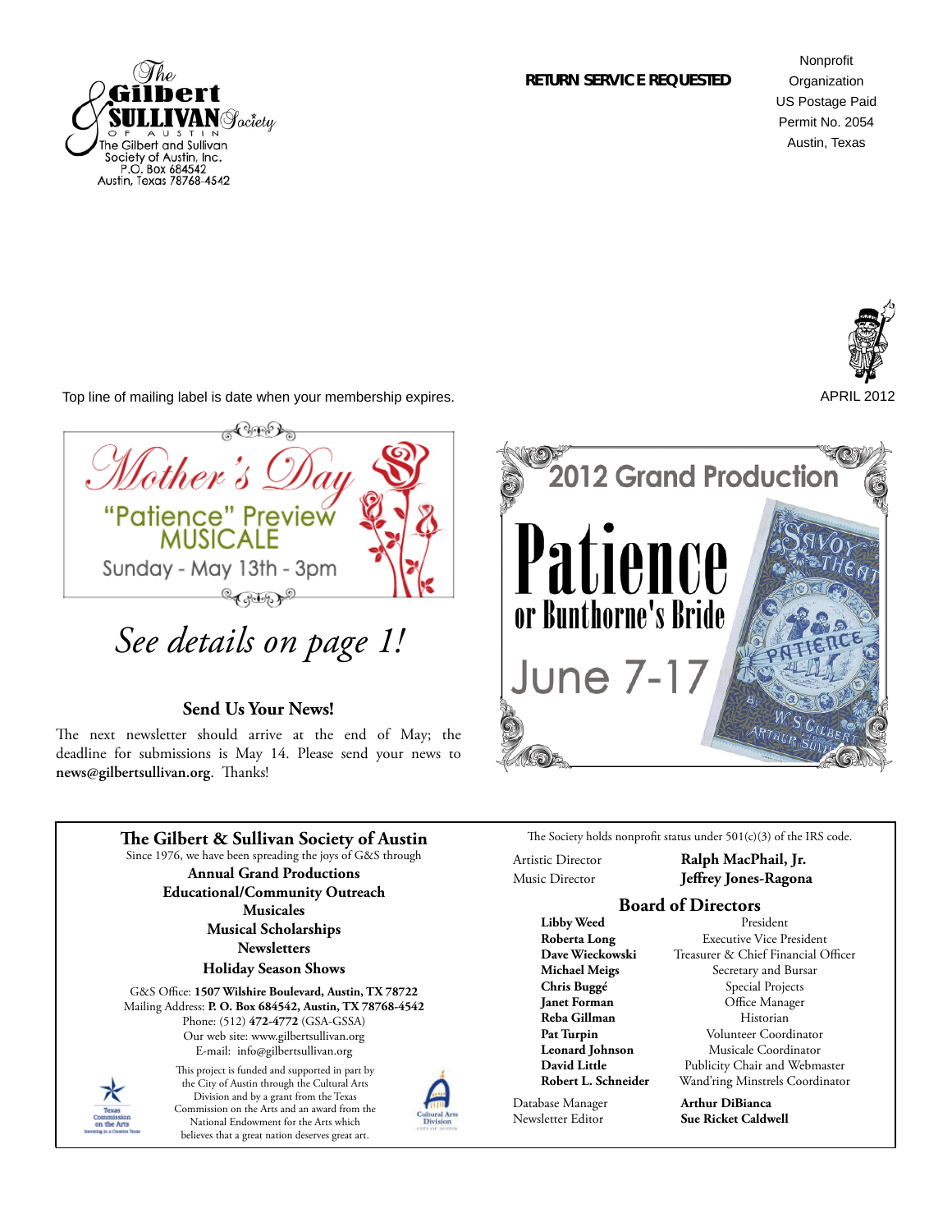The Gilbert & Sullivan Society of Austin
The Gilbert and Sullivan Society of Austin, Inc.
P.O. Box 684542
Austin, Texas 78768-4542

**RETURN SERVICE REQUESTED**

Nonprofit Organization
US Postage Paid
Permit No. 2054
Austin, Texas

Top line of mailing label is date when your membership expires.

APRIL 2012

## Mother's Day "Patience" Preview MUSICALE

Sunday - May 13th - 3pm

*See details on page 1!*

## 2012 Grand Production

# Patience
## or Bunthorne's Bride

June 7-17

### Send Us Your News!

The next newsletter should arrive at the end of May; the deadline for submissions is May 14. Please send your news to **news@gilbertsullivan.org**. Thanks!

### The Gilbert & Sullivan Society of Austin

Since 1976, we have been spreading the joys of G&S through

**Annual Grand Productions**
**Educational/Community Outreach**
**Musicales**
**Musical Scholarships**
**Newsletters**
**Holiday Season Shows**

G&S Office: **1507 Wilshire Boulevard, Austin, TX 78722**
Mailing Address: **P. O. Box 684542, Austin, TX 78768-4542**
Phone: (512) **472-4772** (GSA-GSSA)
Our web site: www.gilbertsullivan.org
E-mail: info@gilbertsullivan.org

This project is funded and supported in part by the City of Austin through the Cultural Arts Division and by a grant from the Texas Commission on the Arts and an award from the National Endowment for the Arts which believes that a great nation deserves great art.

The Society holds nonprofit status under 501(c)(3) of the IRS code.

Artistic Director — **Ralph MacPhail, Jr.**
Music Director — **Jeffrey Jones-Ragona**

### Board of Directors

| | |
|---|---|
| **Libby Weed** | President |
| **Roberta Long** | Executive Vice President |
| **Dave Wieckowski** | Treasurer & Chief Financial Officer |
| **Michael Meigs** | Secretary and Bursar |
| **Chris Buggé** | Special Projects |
| **Janet Forman** | Office Manager |
| **Reba Gillman** | Historian |
| **Pat Turpin** | Volunteer Coordinator |
| **Leonard Johnson** | Musicale Coordinator |
| **David Little** | Publicity Chair and Webmaster |
| **Robert L. Schneider** | Wand'ring Minstrels Coordinator |

Database Manager — **Arthur DiBianca**
Newsletter Editor — **Sue Ricket Caldwell**